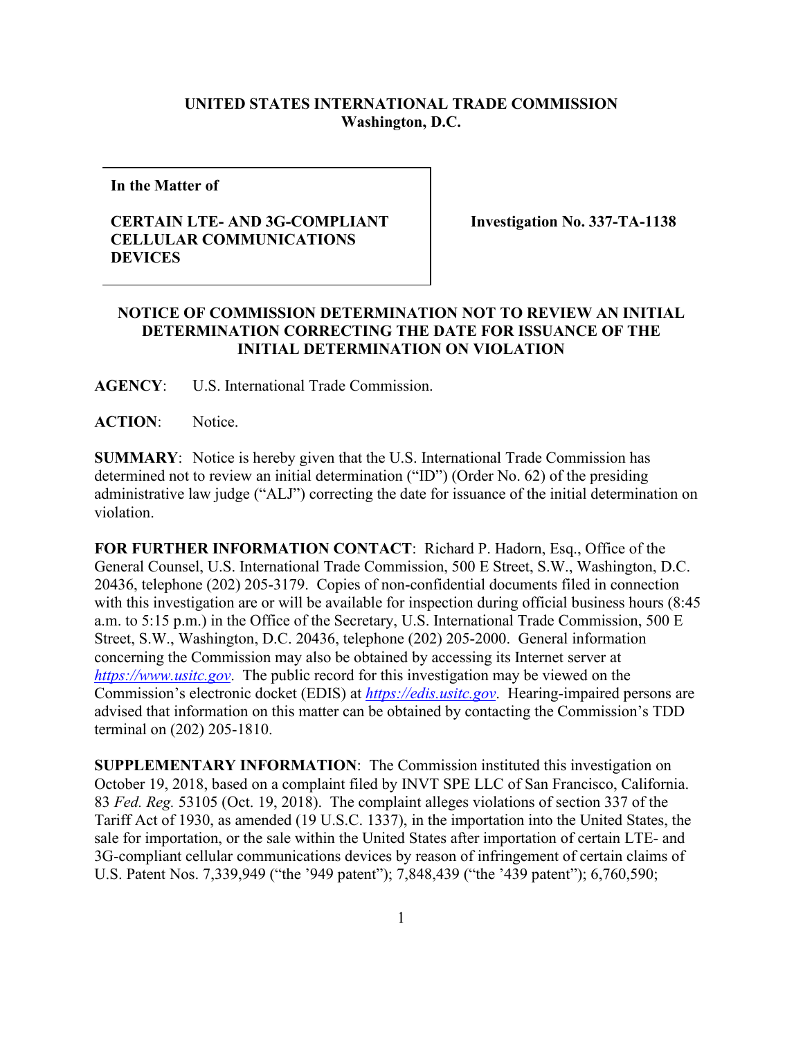**UNITED STATES INTERNATIONAL TRADE COMMISSION**
**Washington, D.C.**

| **In the Matter of** **CERTAIN LTE- AND 3G-COMPLIANT CELLULAR COMMUNICATIONS DEVICES** | **Investigation No. 337-TA-1138** |
|---|---|

**NOTICE OF COMMISSION DETERMINATION NOT TO REVIEW AN INITIAL DETERMINATION CORRECTING THE DATE FOR ISSUANCE OF THE INITIAL DETERMINATION ON VIOLATION**

**AGENCY**: U.S. International Trade Commission.

**ACTION**: Notice.

**SUMMARY**: Notice is hereby given that the U.S. International Trade Commission has determined not to review an initial determination ("ID") (Order No. 62) of the presiding administrative law judge ("ALJ") correcting the date for issuance of the initial determination on violation.

**FOR FURTHER INFORMATION CONTACT**: Richard P. Hadorn, Esq., Office of the General Counsel, U.S. International Trade Commission, 500 E Street, S.W., Washington, D.C. 20436, telephone (202) 205-3179. Copies of non-confidential documents filed in connection with this investigation are or will be available for inspection during official business hours (8:45 a.m. to 5:15 p.m.) in the Office of the Secretary, U.S. International Trade Commission, 500 E Street, S.W., Washington, D.C. 20436, telephone (202) 205-2000. General information concerning the Commission may also be obtained by accessing its Internet server at *https://www.usitc.gov*. The public record for this investigation may be viewed on the Commission's electronic docket (EDIS) at *https://edis.usitc.gov*. Hearing-impaired persons are advised that information on this matter can be obtained by contacting the Commission's TDD terminal on (202) 205-1810.

**SUPPLEMENTARY INFORMATION**: The Commission instituted this investigation on October 19, 2018, based on a complaint filed by INVT SPE LLC of San Francisco, California. 83 *Fed. Reg.* 53105 (Oct. 19, 2018). The complaint alleges violations of section 337 of the Tariff Act of 1930, as amended (19 U.S.C. 1337), in the importation into the United States, the sale for importation, or the sale within the United States after importation of certain LTE- and 3G-compliant cellular communications devices by reason of infringement of certain claims of U.S. Patent Nos. 7,339,949 ("the '949 patent"); 7,848,439 ("the '439 patent"); 6,760,590;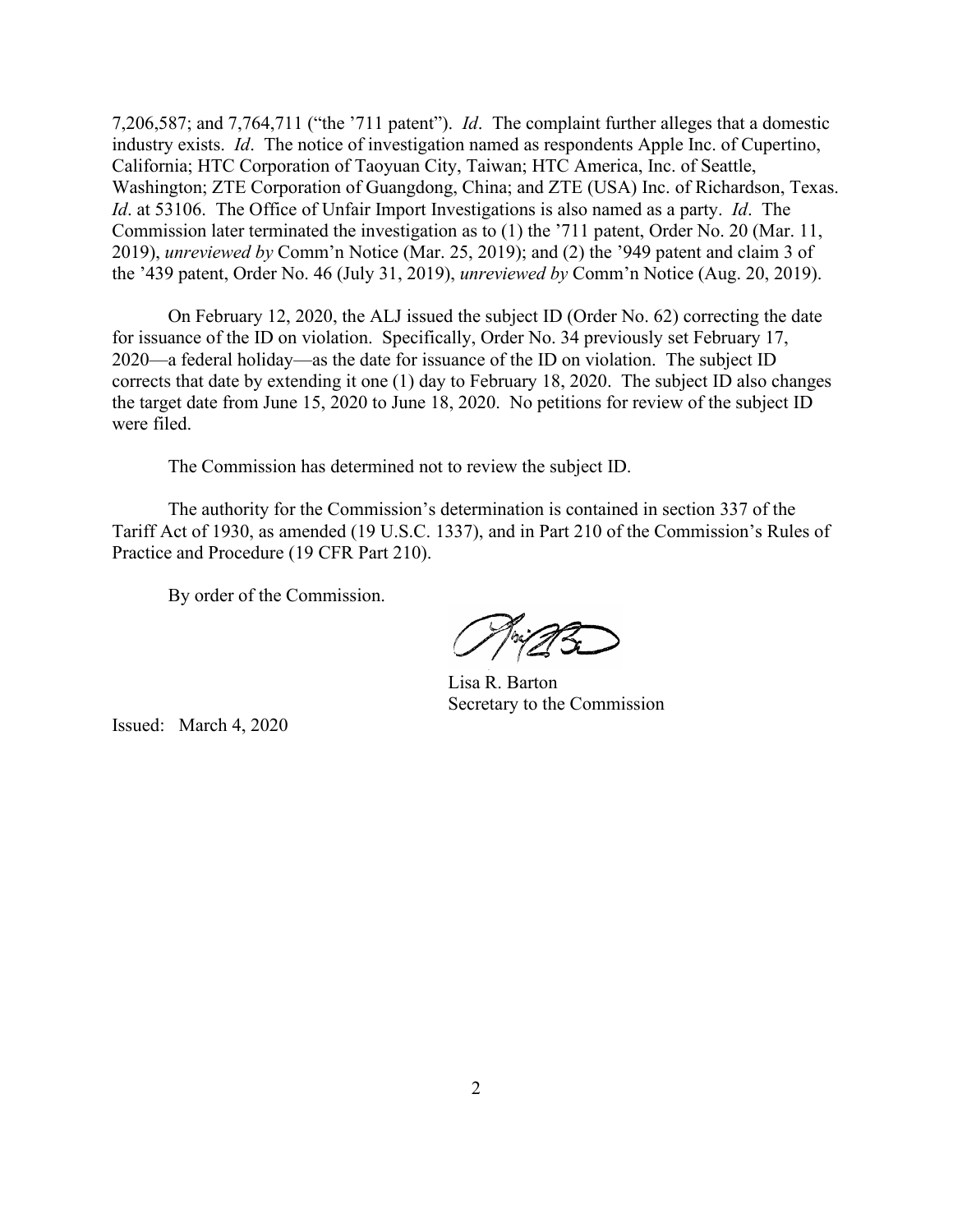7,206,587; and 7,764,711 ("the '711 patent"). *Id*. The complaint further alleges that a domestic industry exists. *Id*. The notice of investigation named as respondents Apple Inc. of Cupertino, California; HTC Corporation of Taoyuan City, Taiwan; HTC America, Inc. of Seattle, Washington; ZTE Corporation of Guangdong, China; and ZTE (USA) Inc. of Richardson, Texas. *Id*. at 53106. The Office of Unfair Import Investigations is also named as a party. *Id*. The Commission later terminated the investigation as to (1) the '711 patent, Order No. 20 (Mar. 11, 2019), *unreviewed by* Comm'n Notice (Mar. 25, 2019); and (2) the '949 patent and claim 3 of the '439 patent, Order No. 46 (July 31, 2019), *unreviewed by* Comm'n Notice (Aug. 20, 2019).

On February 12, 2020, the ALJ issued the subject ID (Order No. 62) correcting the date for issuance of the ID on violation. Specifically, Order No. 34 previously set February 17, 2020—a federal holiday—as the date for issuance of the ID on violation. The subject ID corrects that date by extending it one (1) day to February 18, 2020. The subject ID also changes the target date from June 15, 2020 to June 18, 2020. No petitions for review of the subject ID were filed.

The Commission has determined not to review the subject ID.

The authority for the Commission's determination is contained in section 337 of the Tariff Act of 1930, as amended (19 U.S.C. 1337), and in Part 210 of the Commission's Rules of Practice and Procedure (19 CFR Part 210).

By order of the Commission.

Lisa R. Barton
Secretary to the Commission

Issued: March 4, 2020